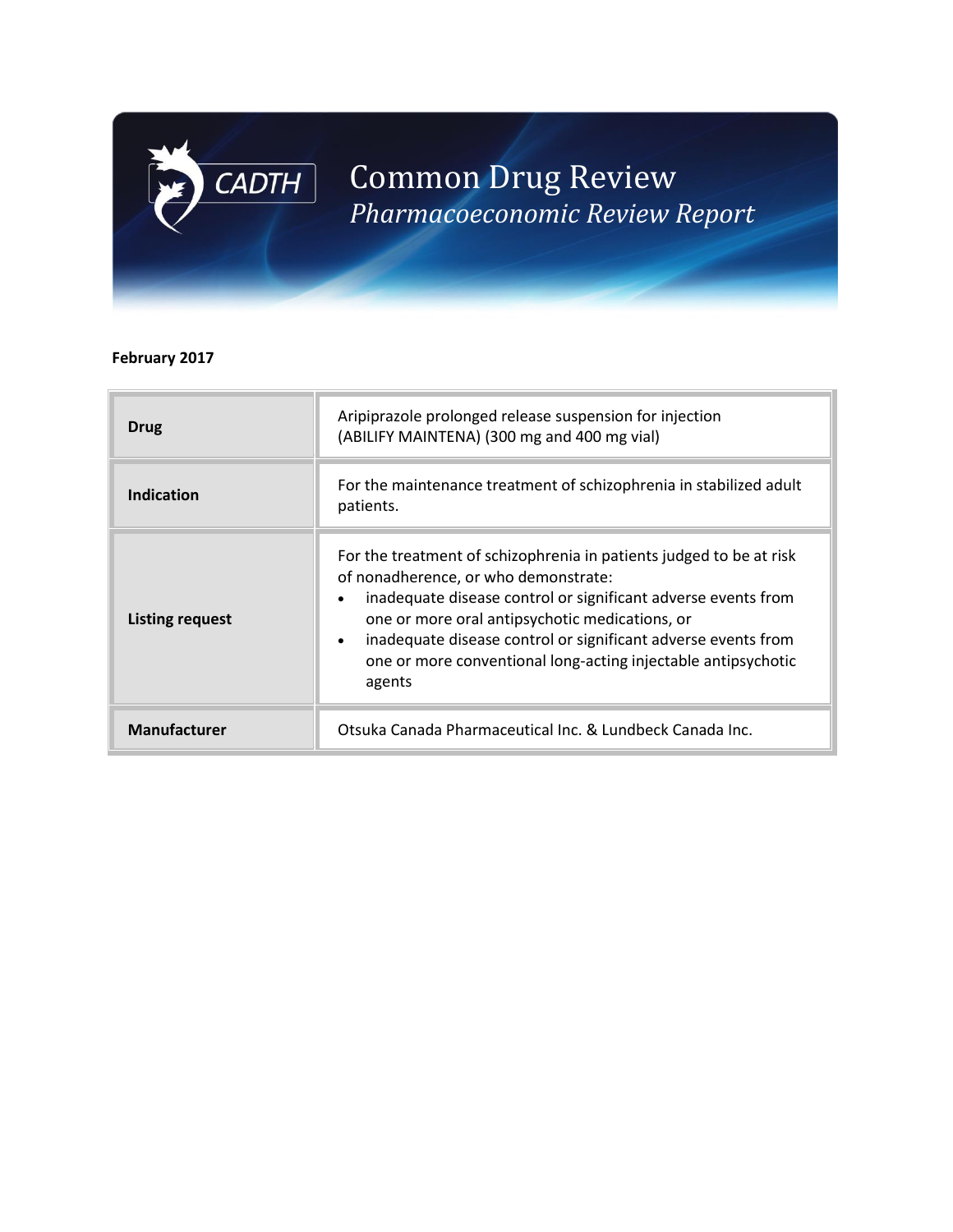# CADTH Common Drug Review

## *Pharmacoeconomic Review Report*

**February 2017**

| | |
|---|---|
| **Drug** | Aripiprazole prolonged release suspension for injection (ABILIFY MAINTENA) (300 mg and 400 mg vial) |
| **Indication** | For the maintenance treatment of schizophrenia in stabilized adult patients. |
| **Listing request** | For the treatment of schizophrenia in patients judged to be at risk of nonadherence, or who demonstrate:<br>• inadequate disease control or significant adverse events from one or more oral antipsychotic medications, or<br>• inadequate disease control or significant adverse events from one or more conventional long-acting injectable antipsychotic agents |
| **Manufacturer** | Otsuka Canada Pharmaceutical Inc. & Lundbeck Canada Inc. |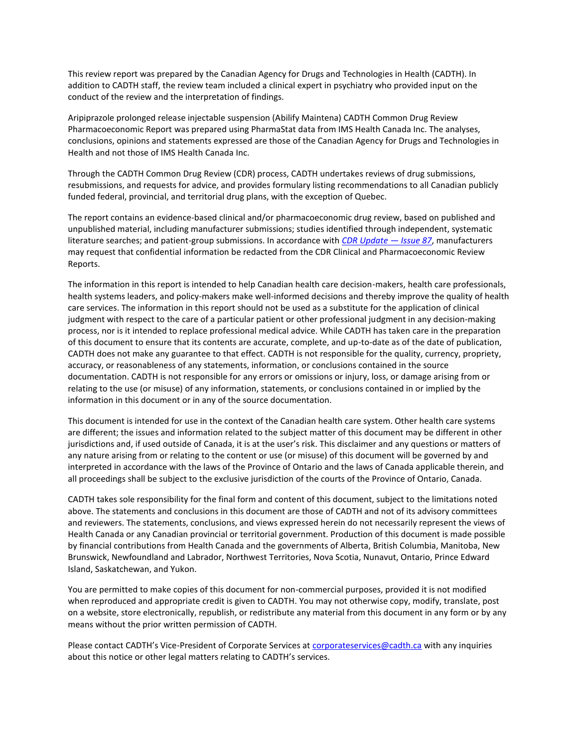This review report was prepared by the Canadian Agency for Drugs and Technologies in Health (CADTH). In addition to CADTH staff, the review team included a clinical expert in psychiatry who provided input on the conduct of the review and the interpretation of findings.

Aripiprazole prolonged release injectable suspension (Abilify Maintena) CADTH Common Drug Review Pharmacoeconomic Report was prepared using PharmaStat data from IMS Health Canada Inc. The analyses, conclusions, opinions and statements expressed are those of the Canadian Agency for Drugs and Technologies in Health and not those of IMS Health Canada Inc.

Through the CADTH Common Drug Review (CDR) process, CADTH undertakes reviews of drug submissions, resubmissions, and requests for advice, and provides formulary listing recommendations to all Canadian publicly funded federal, provincial, and territorial drug plans, with the exception of Quebec.

The report contains an evidence-based clinical and/or pharmacoeconomic drug review, based on published and unpublished material, including manufacturer submissions; studies identified through independent, systematic literature searches; and patient-group submissions. In accordance with *CDR Update — Issue 87*, manufacturers may request that confidential information be redacted from the CDR Clinical and Pharmacoeconomic Review Reports.

The information in this report is intended to help Canadian health care decision-makers, health care professionals, health systems leaders, and policy-makers make well-informed decisions and thereby improve the quality of health care services. The information in this report should not be used as a substitute for the application of clinical judgment with respect to the care of a particular patient or other professional judgment in any decision-making process, nor is it intended to replace professional medical advice. While CADTH has taken care in the preparation of this document to ensure that its contents are accurate, complete, and up-to-date as of the date of publication, CADTH does not make any guarantee to that effect. CADTH is not responsible for the quality, currency, propriety, accuracy, or reasonableness of any statements, information, or conclusions contained in the source documentation. CADTH is not responsible for any errors or omissions or injury, loss, or damage arising from or relating to the use (or misuse) of any information, statements, or conclusions contained in or implied by the information in this document or in any of the source documentation.

This document is intended for use in the context of the Canadian health care system. Other health care systems are different; the issues and information related to the subject matter of this document may be different in other jurisdictions and, if used outside of Canada, it is at the user's risk. This disclaimer and any questions or matters of any nature arising from or relating to the content or use (or misuse) of this document will be governed by and interpreted in accordance with the laws of the Province of Ontario and the laws of Canada applicable therein, and all proceedings shall be subject to the exclusive jurisdiction of the courts of the Province of Ontario, Canada.

CADTH takes sole responsibility for the final form and content of this document, subject to the limitations noted above. The statements and conclusions in this document are those of CADTH and not of its advisory committees and reviewers. The statements, conclusions, and views expressed herein do not necessarily represent the views of Health Canada or any Canadian provincial or territorial government. Production of this document is made possible by financial contributions from Health Canada and the governments of Alberta, British Columbia, Manitoba, New Brunswick, Newfoundland and Labrador, Northwest Territories, Nova Scotia, Nunavut, Ontario, Prince Edward Island, Saskatchewan, and Yukon.

You are permitted to make copies of this document for non-commercial purposes, provided it is not modified when reproduced and appropriate credit is given to CADTH. You may not otherwise copy, modify, translate, post on a website, store electronically, republish, or redistribute any material from this document in any form or by any means without the prior written permission of CADTH.

Please contact CADTH's Vice-President of Corporate Services at corporateservices@cadth.ca with any inquiries about this notice or other legal matters relating to CADTH's services.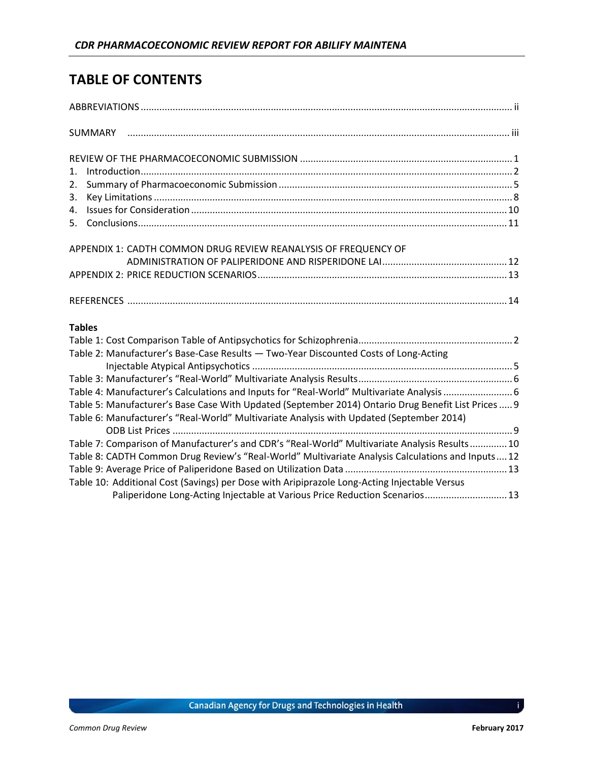# TABLE OF CONTENTS

ABBREVIATIONS ........................................................................................................................................... ii

SUMMARY ............................................................................................................................................... iii

REVIEW OF THE PHARMACOECONOMIC SUBMISSION ............................................................................... 1

1. Introduction .......................................................................................................................................... 2
2. Summary of Pharmacoeconomic Submission ....................................................................................... 5
3. Key Limitations ...................................................................................................................................... 8
4. Issues for Consideration ...................................................................................................................... 10
5. Conclusions .......................................................................................................................................... 11

APPENDIX 1: CADTH COMMON DRUG REVIEW REANALYSIS OF FREQUENCY OF ADMINISTRATION OF PALIPERIDONE AND RISPERIDONE LAI .............................................. 12

APPENDIX 2: PRICE REDUCTION SCENARIOS ............................................................................................. 13

REFERENCES ............................................................................................................................................. 14

**Tables**

Table 1: Cost Comparison Table of Antipsychotics for Schizophrenia .......................................................... 2

Table 2: Manufacturer's Base-Case Results — Two-Year Discounted Costs of Long-Acting Injectable Atypical Antipsychotics ................................................................................................. 5

Table 3: Manufacturer's "Real-World" Multivariate Analysis Results .......................................................... 6

Table 4: Manufacturer's Calculations and Inputs for "Real-World" Multivariate Analysis .......................... 6

Table 5: Manufacturer's Base Case With Updated (September 2014) Ontario Drug Benefit List Prices ..... 9

Table 6: Manufacturer's "Real-World" Multivariate Analysis with Updated (September 2014) ODB List Prices ............................................................................................................... 9

Table 7: Comparison of Manufacturer's and CDR's "Real-World" Multivariate Analysis Results ............. 10

Table 8: CADTH Common Drug Review's "Real-World" Multivariate Analysis Calculations and Inputs .... 12

Table 9: Average Price of Paliperidone Based on Utilization Data ............................................................ 13

Table 10: Additional Cost (Savings) per Dose with Aripiprazole Long-Acting Injectable Versus Paliperidone Long-Acting Injectable at Various Price Reduction Scenarios ............................... 13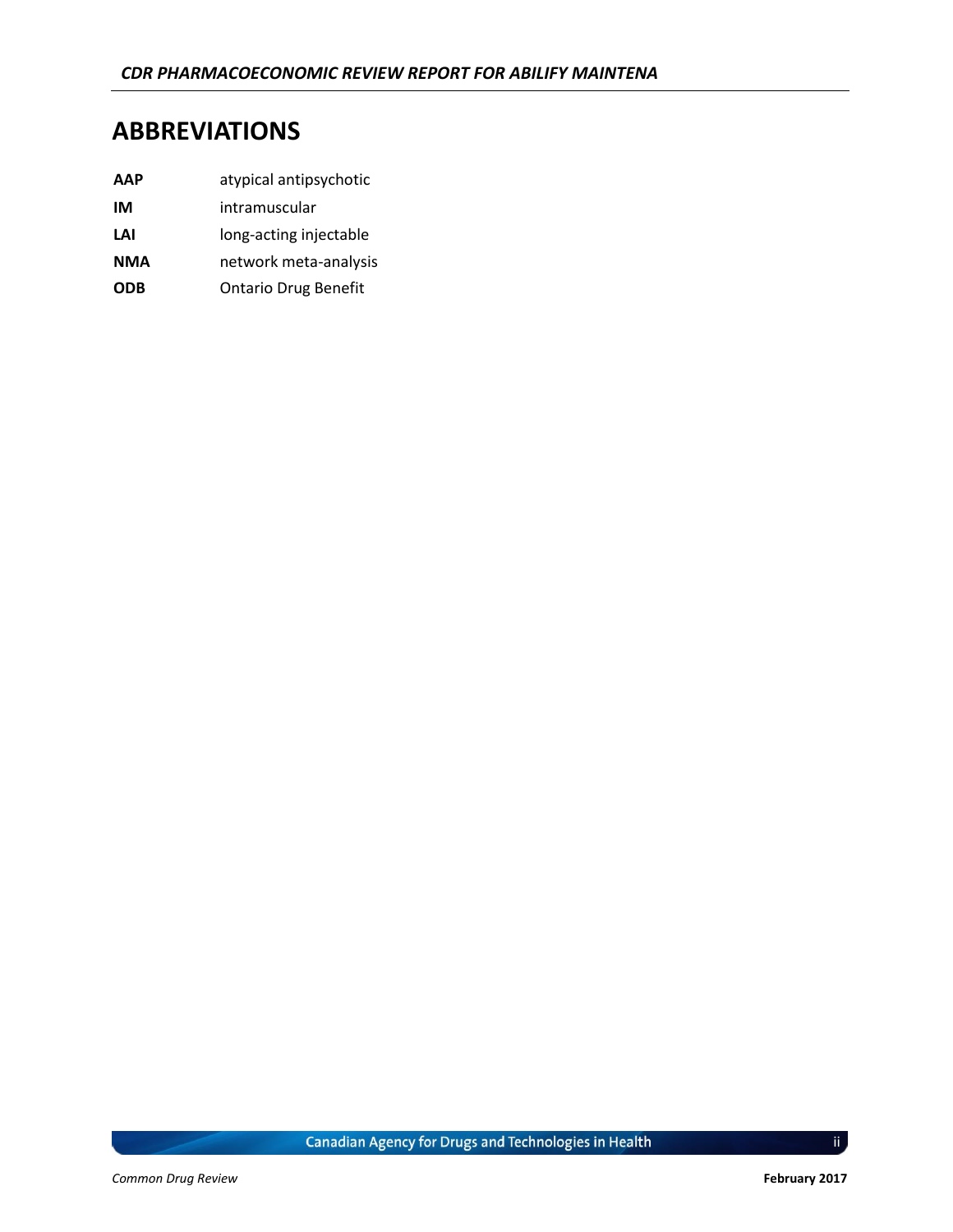# ABBREVIATIONS

| | |
|---|---|
| **AAP** | atypical antipsychotic |
| **IM** | intramuscular |
| **LAI** | long-acting injectable |
| **NMA** | network meta-analysis |
| **ODB** | Ontario Drug Benefit |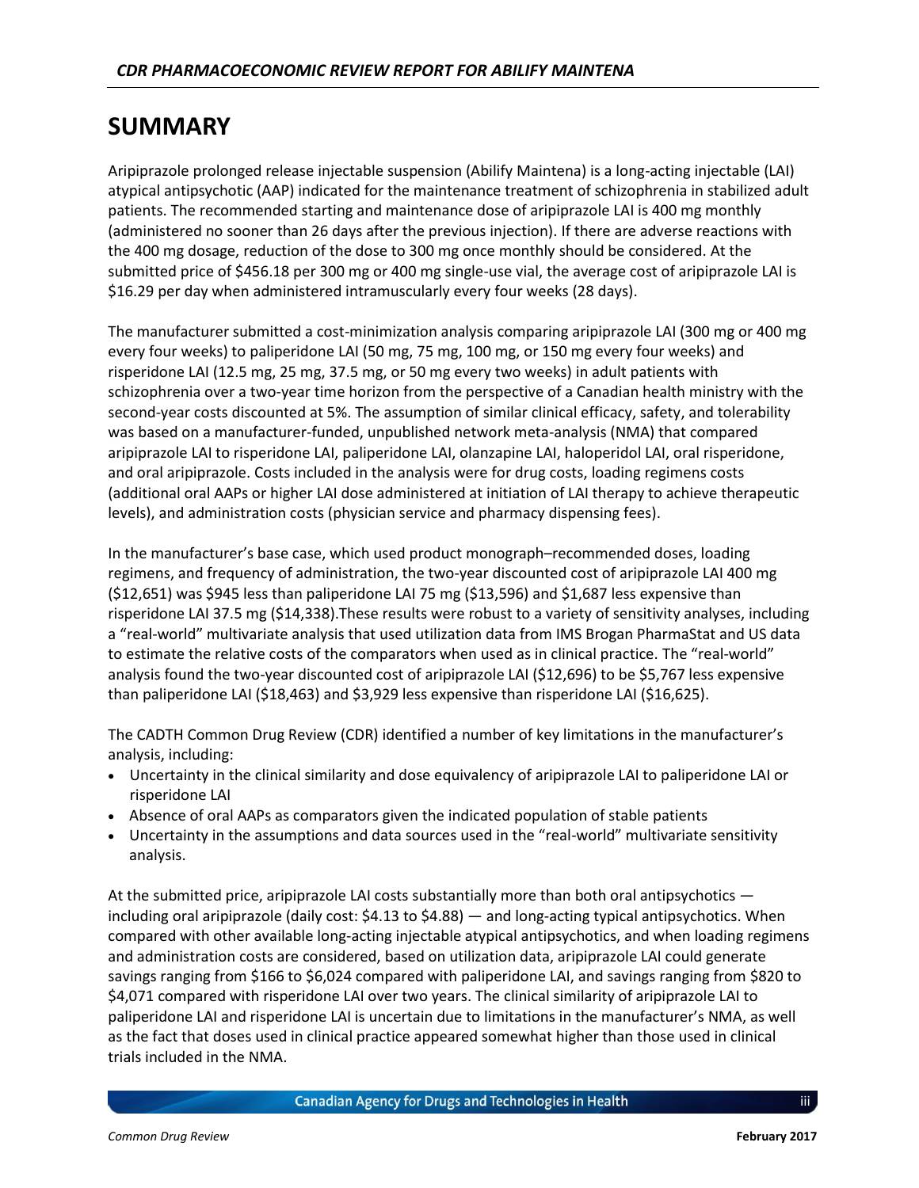# SUMMARY

Aripiprazole prolonged release injectable suspension (Abilify Maintena) is a long-acting injectable (LAI) atypical antipsychotic (AAP) indicated for the maintenance treatment of schizophrenia in stabilized adult patients. The recommended starting and maintenance dose of aripiprazole LAI is 400 mg monthly (administered no sooner than 26 days after the previous injection). If there are adverse reactions with the 400 mg dosage, reduction of the dose to 300 mg once monthly should be considered. At the submitted price of $456.18 per 300 mg or 400 mg single-use vial, the average cost of aripiprazole LAI is $16.29 per day when administered intramuscularly every four weeks (28 days).

The manufacturer submitted a cost-minimization analysis comparing aripiprazole LAI (300 mg or 400 mg every four weeks) to paliperidone LAI (50 mg, 75 mg, 100 mg, or 150 mg every four weeks) and risperidone LAI (12.5 mg, 25 mg, 37.5 mg, or 50 mg every two weeks) in adult patients with schizophrenia over a two-year time horizon from the perspective of a Canadian health ministry with the second-year costs discounted at 5%. The assumption of similar clinical efficacy, safety, and tolerability was based on a manufacturer-funded, unpublished network meta-analysis (NMA) that compared aripiprazole LAI to risperidone LAI, paliperidone LAI, olanzapine LAI, haloperidol LAI, oral risperidone, and oral aripiprazole. Costs included in the analysis were for drug costs, loading regimens costs (additional oral AAPs or higher LAI dose administered at initiation of LAI therapy to achieve therapeutic levels), and administration costs (physician service and pharmacy dispensing fees).

In the manufacturer's base case, which used product monograph–recommended doses, loading regimens, and frequency of administration, the two-year discounted cost of aripiprazole LAI 400 mg ($12,651) was $945 less than paliperidone LAI 75 mg ($13,596) and $1,687 less expensive than risperidone LAI 37.5 mg ($14,338).These results were robust to a variety of sensitivity analyses, including a "real-world" multivariate analysis that used utilization data from IMS Brogan PharmaStat and US data to estimate the relative costs of the comparators when used as in clinical practice. The "real-world" analysis found the two-year discounted cost of aripiprazole LAI ($12,696) to be $5,767 less expensive than paliperidone LAI ($18,463) and $3,929 less expensive than risperidone LAI ($16,625).

The CADTH Common Drug Review (CDR) identified a number of key limitations in the manufacturer's analysis, including:

- Uncertainty in the clinical similarity and dose equivalency of aripiprazole LAI to paliperidone LAI or risperidone LAI
- Absence of oral AAPs as comparators given the indicated population of stable patients
- Uncertainty in the assumptions and data sources used in the "real-world" multivariate sensitivity analysis.

At the submitted price, aripiprazole LAI costs substantially more than both oral antipsychotics — including oral aripiprazole (daily cost: $4.13 to $4.88) — and long-acting typical antipsychotics. When compared with other available long-acting injectable atypical antipsychotics, and when loading regimens and administration costs are considered, based on utilization data, aripiprazole LAI could generate savings ranging from $166 to $6,024 compared with paliperidone LAI, and savings ranging from $820 to $4,071 compared with risperidone LAI over two years. The clinical similarity of aripiprazole LAI to paliperidone LAI and risperidone LAI is uncertain due to limitations in the manufacturer's NMA, as well as the fact that doses used in clinical practice appeared somewhat higher than those used in clinical trials included in the NMA.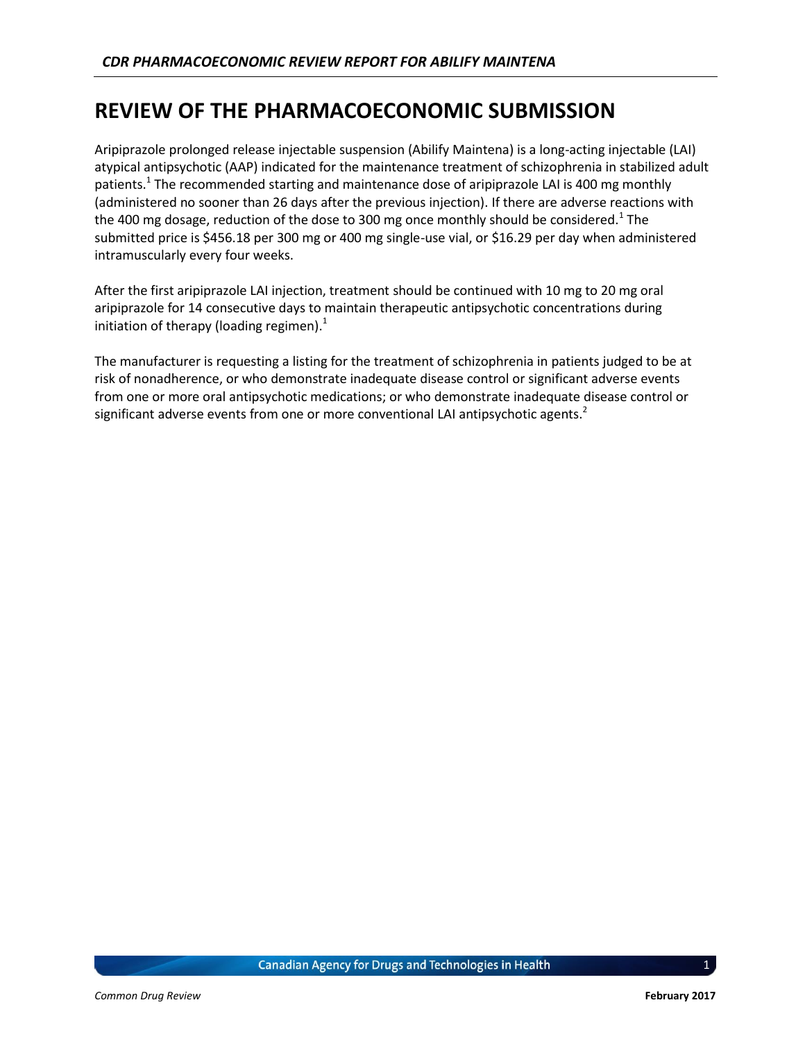# REVIEW OF THE PHARMACOECONOMIC SUBMISSION

Aripiprazole prolonged release injectable suspension (Abilify Maintena) is a long-acting injectable (LAI) atypical antipsychotic (AAP) indicated for the maintenance treatment of schizophrenia in stabilized adult patients.[1] The recommended starting and maintenance dose of aripiprazole LAI is 400 mg monthly (administered no sooner than 26 days after the previous injection). If there are adverse reactions with the 400 mg dosage, reduction of the dose to 300 mg once monthly should be considered.[1] The submitted price is $456.18 per 300 mg or 400 mg single-use vial, or $16.29 per day when administered intramuscularly every four weeks.

After the first aripiprazole LAI injection, treatment should be continued with 10 mg to 20 mg oral aripiprazole for 14 consecutive days to maintain therapeutic antipsychotic concentrations during initiation of therapy (loading regimen).[1]

The manufacturer is requesting a listing for the treatment of schizophrenia in patients judged to be at risk of nonadherence, or who demonstrate inadequate disease control or significant adverse events from one or more oral antipsychotic medications; or who demonstrate inadequate disease control or significant adverse events from one or more conventional LAI antipsychotic agents.[2]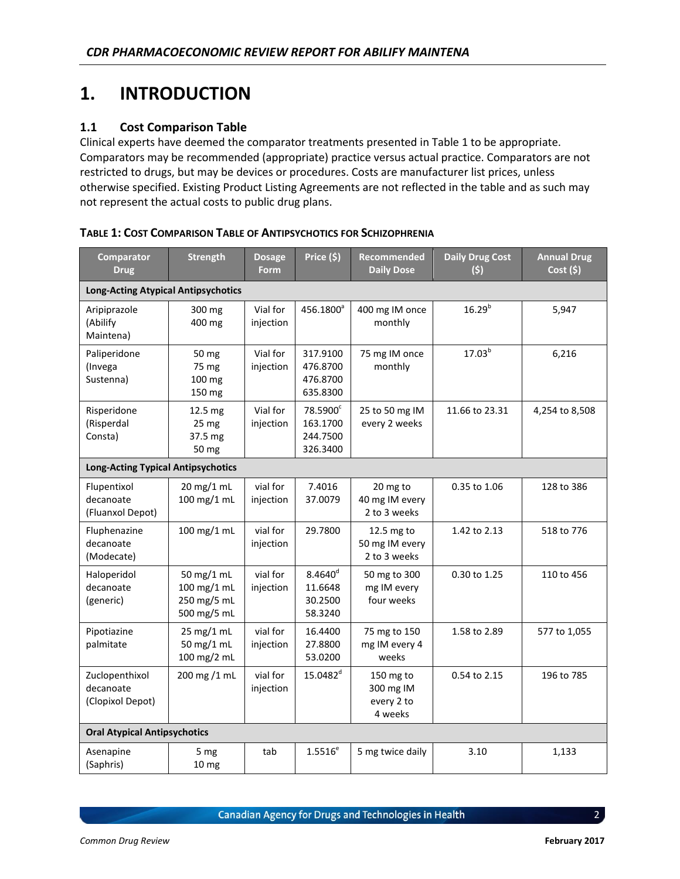# 1. INTRODUCTION

## 1.1 Cost Comparison Table

Clinical experts have deemed the comparator treatments presented in Table 1 to be appropriate. Comparators may be recommended (appropriate) practice versus actual practice. Comparators are not restricted to drugs, but may be devices or procedures. Costs are manufacturer list prices, unless otherwise specified. Existing Product Listing Agreements are not reflected in the table and as such may not represent the actual costs to public drug plans.

**TABLE 1: COST COMPARISON TABLE OF ANTIPSYCHOTICS FOR SCHIZOPHRENIA**

| Comparator Drug | Strength | Dosage Form | Price ($) | Recommended Daily Dose | Daily Drug Cost ($) | Annual Drug Cost ($) |
|---|---|---|---|---|---|---|
| **Long-Acting Atypical Antipsychotics** | | | | | | |
| Aripiprazole (Abilify Maintena) | 300 mg<br>400 mg | Vial for injection | 456.1800[a] | 400 mg IM once monthly | 16.29[b] | 5,947 |
| Paliperidone (Invega Sustenna) | 50 mg<br>75 mg<br>100 mg<br>150 mg | Vial for injection | 317.9100<br>476.8700<br>476.8700<br>635.8300 | 75 mg IM once monthly | 17.03[b] | 6,216 |
| Risperidone (Risperdal Consta) | 12.5 mg<br>25 mg<br>37.5 mg<br>50 mg | Vial for injection | 78.5900[c]<br>163.1700<br>244.7500<br>326.3400 | 25 to 50 mg IM every 2 weeks | 11.66 to 23.31 | 4,254 to 8,508 |
| **Long-Acting Typical Antipsychotics** | | | | | | |
| Flupentixol decanoate (Fluanxol Depot) | 20 mg/1 mL<br>100 mg/1 mL | vial for injection | 7.4016<br>37.0079 | 20 mg to 40 mg IM every 2 to 3 weeks | 0.35 to 1.06 | 128 to 386 |
| Fluphenazine decanoate (Modecate) | 100 mg/1 mL | vial for injection | 29.7800 | 12.5 mg to 50 mg IM every 2 to 3 weeks | 1.42 to 2.13 | 518 to 776 |
| Haloperidol decanoate (generic) | 50 mg/1 mL<br>100 mg/1 mL<br>250 mg/5 mL<br>500 mg/5 mL | vial for injection | 8.4640[d]<br>11.6648<br>30.2500<br>58.3240 | 50 mg to 300 mg IM every four weeks | 0.30 to 1.25 | 110 to 456 |
| Pipotiazine palmitate | 25 mg/1 mL<br>50 mg/1 mL<br>100 mg/2 mL | vial for injection | 16.4400<br>27.8800<br>53.0200 | 75 mg to 150 mg IM every 4 weeks | 1.58 to 2.89 | 577 to 1,055 |
| Zuclopenthixol decanoate (Clopixol Depot) | 200 mg /1 mL | vial for injection | 15.0482[d] | 150 mg to 300 mg IM every 2 to 4 weeks | 0.54 to 2.15 | 196 to 785 |
| **Oral Atypical Antipsychotics** | | | | | | |
| Asenapine (Saphris) | 5 mg<br>10 mg | tab | 1.5516[e] | 5 mg twice daily | 3.10 | 1,133 |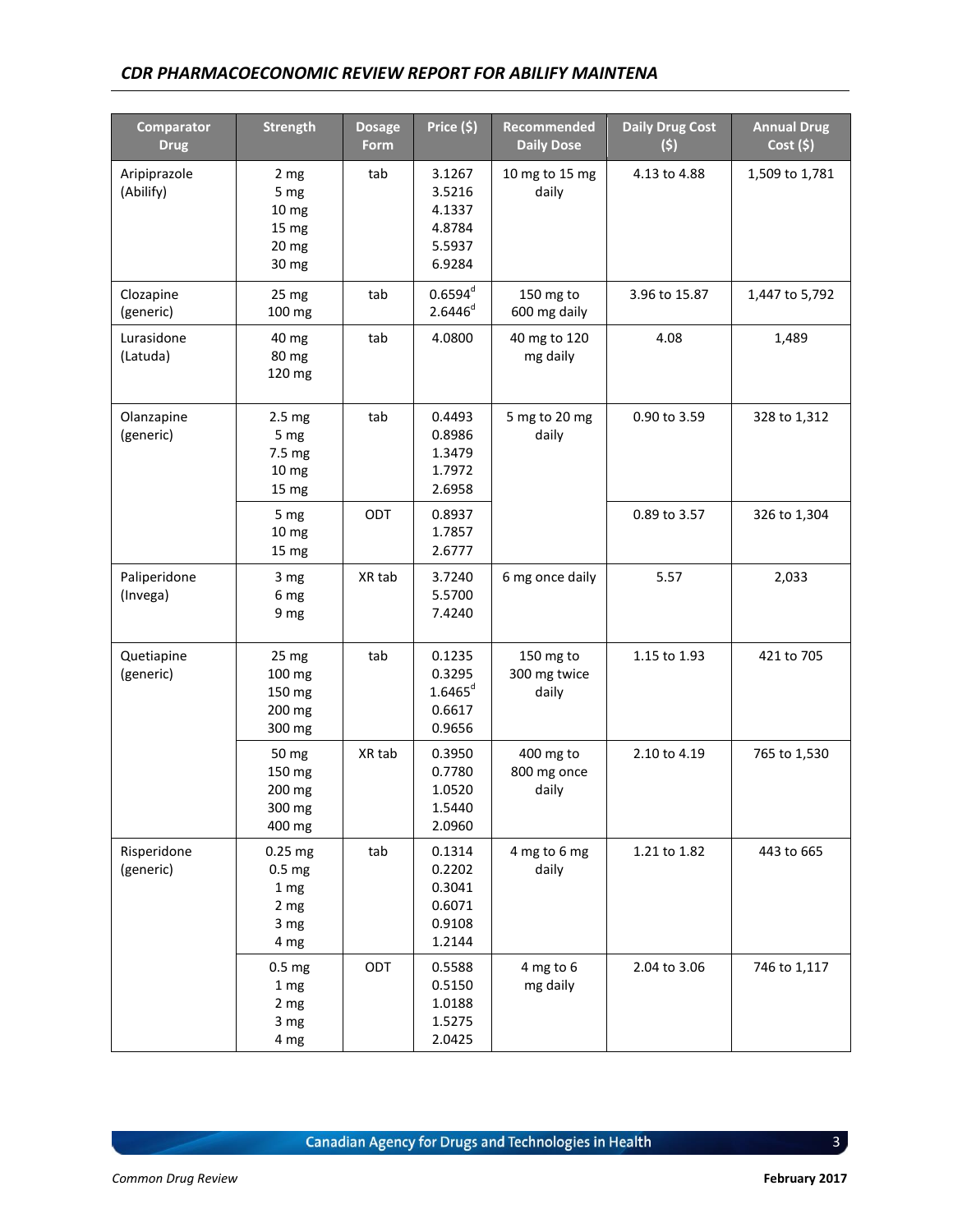| Comparator Drug | Strength | Dosage Form | Price ($) | Recommended Daily Dose | Daily Drug Cost ($) | Annual Drug Cost ($) |
|---|---|---|---|---|---|---|
| Aripiprazole (Abilify) | 2 mg<br>5 mg<br>10 mg<br>15 mg<br>20 mg<br>30 mg | tab | 3.1267<br>3.5216<br>4.1337<br>4.8784<br>5.5937<br>6.9284 | 10 mg to 15 mg daily | 4.13 to 4.88 | 1,509 to 1,781 |
| Clozapine (generic) | 25 mg<br>100 mg | tab | 0.6594[d]<br>2.6446[d] | 150 mg to 600 mg daily | 3.96 to 15.87 | 1,447 to 5,792 |
| Lurasidone (Latuda) | 40 mg<br>80 mg<br>120 mg | tab | 4.0800 | 40 mg to 120 mg daily | 4.08 | 1,489 |
| Olanzapine (generic) | 2.5 mg<br>5 mg<br>7.5 mg<br>10 mg<br>15 mg | tab | 0.4493<br>0.8986<br>1.3479<br>1.7972<br>2.6958 | 5 mg to 20 mg daily | 0.90 to 3.59 | 328 to 1,312 |
| | 5 mg<br>10 mg<br>15 mg | ODT | 0.8937<br>1.7857<br>2.6777 | | 0.89 to 3.57 | 326 to 1,304 |
| Paliperidone (Invega) | 3 mg<br>6 mg<br>9 mg | XR tab | 3.7240<br>5.5700<br>7.4240 | 6 mg once daily | 5.57 | 2,033 |
| Quetiapine (generic) | 25 mg<br>100 mg<br>150 mg<br>200 mg<br>300 mg | tab | 0.1235<br>0.3295<br>1.6465[d]<br>0.6617<br>0.9656 | 150 mg to 300 mg twice daily | 1.15 to 1.93 | 421 to 705 |
| | 50 mg<br>150 mg<br>200 mg<br>300 mg<br>400 mg | XR tab | 0.3950<br>0.7780<br>1.0520<br>1.5440<br>2.0960 | 400 mg to 800 mg once daily | 2.10 to 4.19 | 765 to 1,530 |
| Risperidone (generic) | 0.25 mg<br>0.5 mg<br>1 mg<br>2 mg<br>3 mg<br>4 mg | tab | 0.1314<br>0.2202<br>0.3041<br>0.6071<br>0.9108<br>1.2144 | 4 mg to 6 mg daily | 1.21 to 1.82 | 443 to 665 |
| | 0.5 mg<br>1 mg<br>2 mg<br>3 mg<br>4 mg | ODT | 0.5588<br>0.5150<br>1.0188<br>1.5275<br>2.0425 | 4 mg to 6 mg daily | 2.04 to 3.06 | 746 to 1,117 |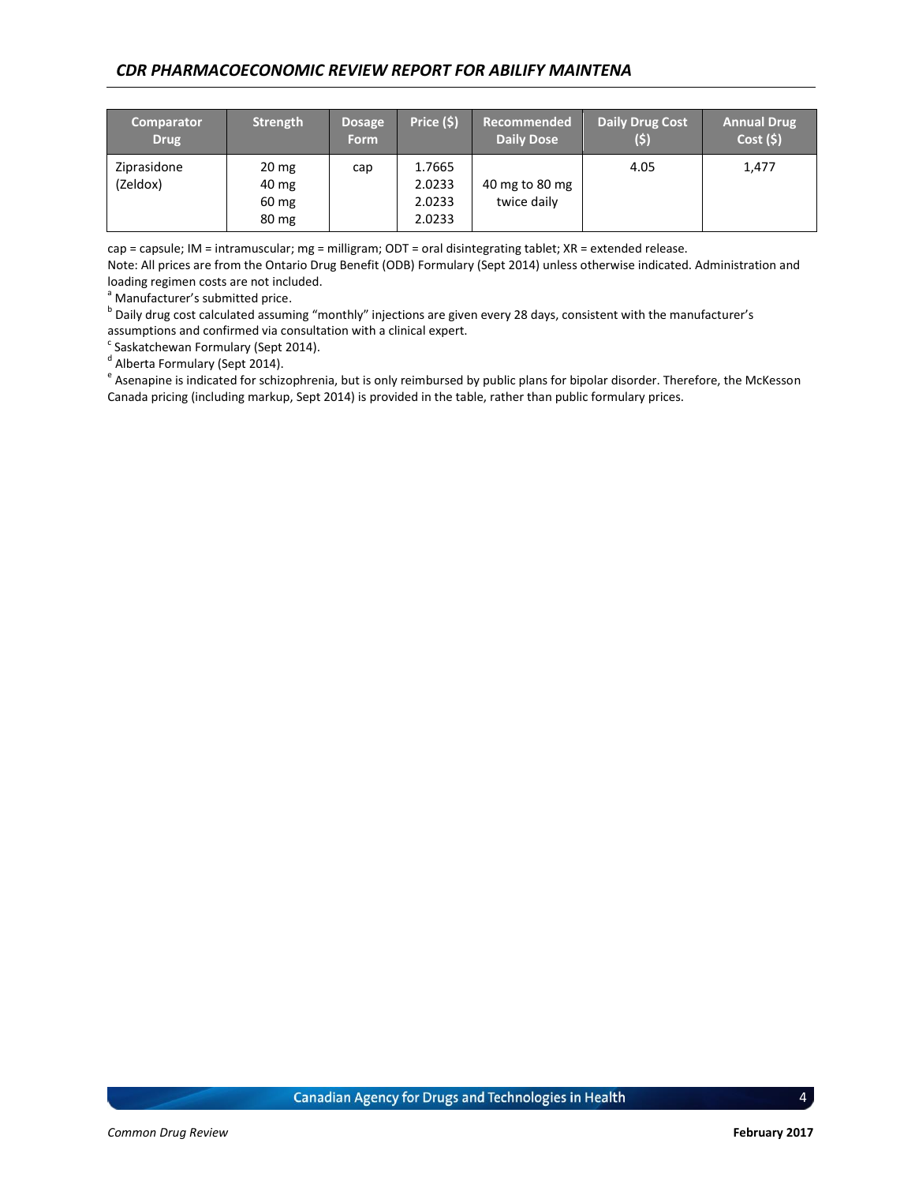| Comparator Drug | Strength | Dosage Form | Price ($) | Recommended Daily Dose | Daily Drug Cost ($) | Annual Drug Cost ($) |
|---|---|---|---|---|---|---|
| Ziprasidone (Zeldox) | 20 mg<br>40 mg<br>60 mg<br>80 mg | cap | 1.7665<br>2.0233<br>2.0233<br>2.0233 | 40 mg to 80 mg twice daily | 4.05 | 1,477 |

cap = capsule; IM = intramuscular; mg = milligram; ODT = oral disintegrating tablet; XR = extended release.

Note: All prices are from the Ontario Drug Benefit (ODB) Formulary (Sept 2014) unless otherwise indicated. Administration and loading regimen costs are not included.

[a] Manufacturer's submitted price.

[b] Daily drug cost calculated assuming "monthly" injections are given every 28 days, consistent with the manufacturer's assumptions and confirmed via consultation with a clinical expert.

[c] Saskatchewan Formulary (Sept 2014).

[d] Alberta Formulary (Sept 2014).

[e] Asenapine is indicated for schizophrenia, but is only reimbursed by public plans for bipolar disorder. Therefore, the McKesson Canada pricing (including markup, Sept 2014) is provided in the table, rather than public formulary prices.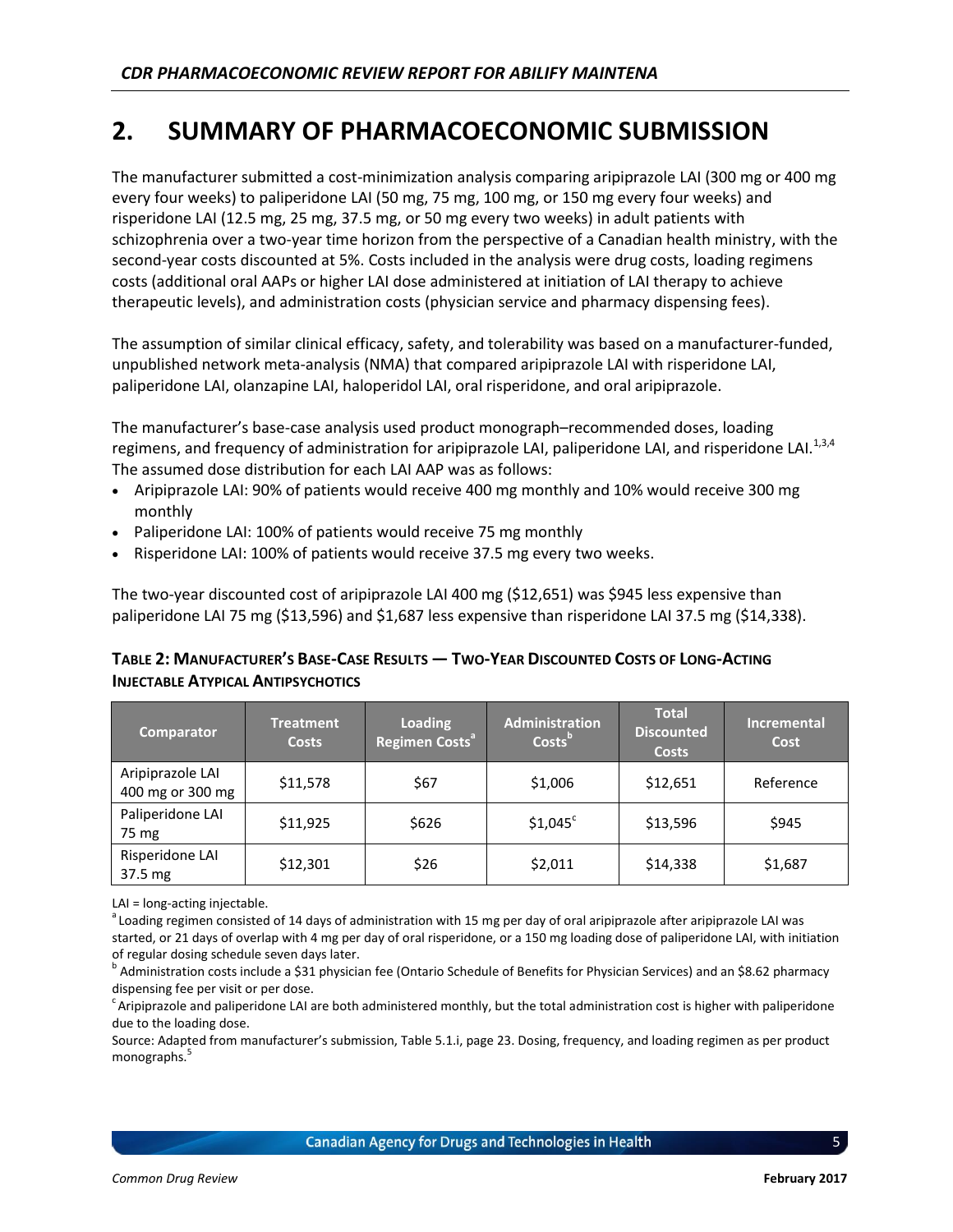## 2. SUMMARY OF PHARMACOECONOMIC SUBMISSION

The manufacturer submitted a cost-minimization analysis comparing aripiprazole LAI (300 mg or 400 mg every four weeks) to paliperidone LAI (50 mg, 75 mg, 100 mg, or 150 mg every four weeks) and risperidone LAI (12.5 mg, 25 mg, 37.5 mg, or 50 mg every two weeks) in adult patients with schizophrenia over a two-year time horizon from the perspective of a Canadian health ministry, with the second-year costs discounted at 5%. Costs included in the analysis were drug costs, loading regimens costs (additional oral AAPs or higher LAI dose administered at initiation of LAI therapy to achieve therapeutic levels), and administration costs (physician service and pharmacy dispensing fees).

The assumption of similar clinical efficacy, safety, and tolerability was based on a manufacturer-funded, unpublished network meta-analysis (NMA) that compared aripiprazole LAI with risperidone LAI, paliperidone LAI, olanzapine LAI, haloperidol LAI, oral risperidone, and oral aripiprazole.

The manufacturer's base-case analysis used product monograph–recommended doses, loading regimens, and frequency of administration for aripiprazole LAI, paliperidone LAI, and risperidone LAI.[1,3,4] The assumed dose distribution for each LAI AAP was as follows:

- Aripiprazole LAI: 90% of patients would receive 400 mg monthly and 10% would receive 300 mg monthly
- Paliperidone LAI: 100% of patients would receive 75 mg monthly
- Risperidone LAI: 100% of patients would receive 37.5 mg every two weeks.

The two-year discounted cost of aripiprazole LAI 400 mg ($12,651) was $945 less expensive than paliperidone LAI 75 mg ($13,596) and $1,687 less expensive than risperidone LAI 37.5 mg ($14,338).

**TABLE 2: MANUFACTURER'S BASE-CASE RESULTS — TWO-YEAR DISCOUNTED COSTS OF LONG-ACTING INJECTABLE ATYPICAL ANTIPSYCHOTICS**

| Comparator | Treatment Costs | Loading Regimen Costs[a] | Administration Costs[b] | Total Discounted Costs | Incremental Cost |
|---|---|---|---|---|---|
| Aripiprazole LAI 400 mg or 300 mg | $11,578 | $67 | $1,006 | $12,651 | Reference |
| Paliperidone LAI 75 mg | $11,925 | $626 | $1,045[c] | $13,596 | $945 |
| Risperidone LAI 37.5 mg | $12,301 | $26 | $2,011 | $14,338 | $1,687 |

LAI = long-acting injectable.

[a] Loading regimen consisted of 14 days of administration with 15 mg per day of oral aripiprazole after aripiprazole LAI was started, or 21 days of overlap with 4 mg per day of oral risperidone, or a 150 mg loading dose of paliperidone LAI, with initiation of regular dosing schedule seven days later.

[b] Administration costs include a $31 physician fee (Ontario Schedule of Benefits for Physician Services) and an $8.62 pharmacy dispensing fee per visit or per dose.

[c] Aripiprazole and paliperidone LAI are both administered monthly, but the total administration cost is higher with paliperidone due to the loading dose.

Source: Adapted from manufacturer's submission, Table 5.1.i, page 23. Dosing, frequency, and loading regimen as per product monographs.[5]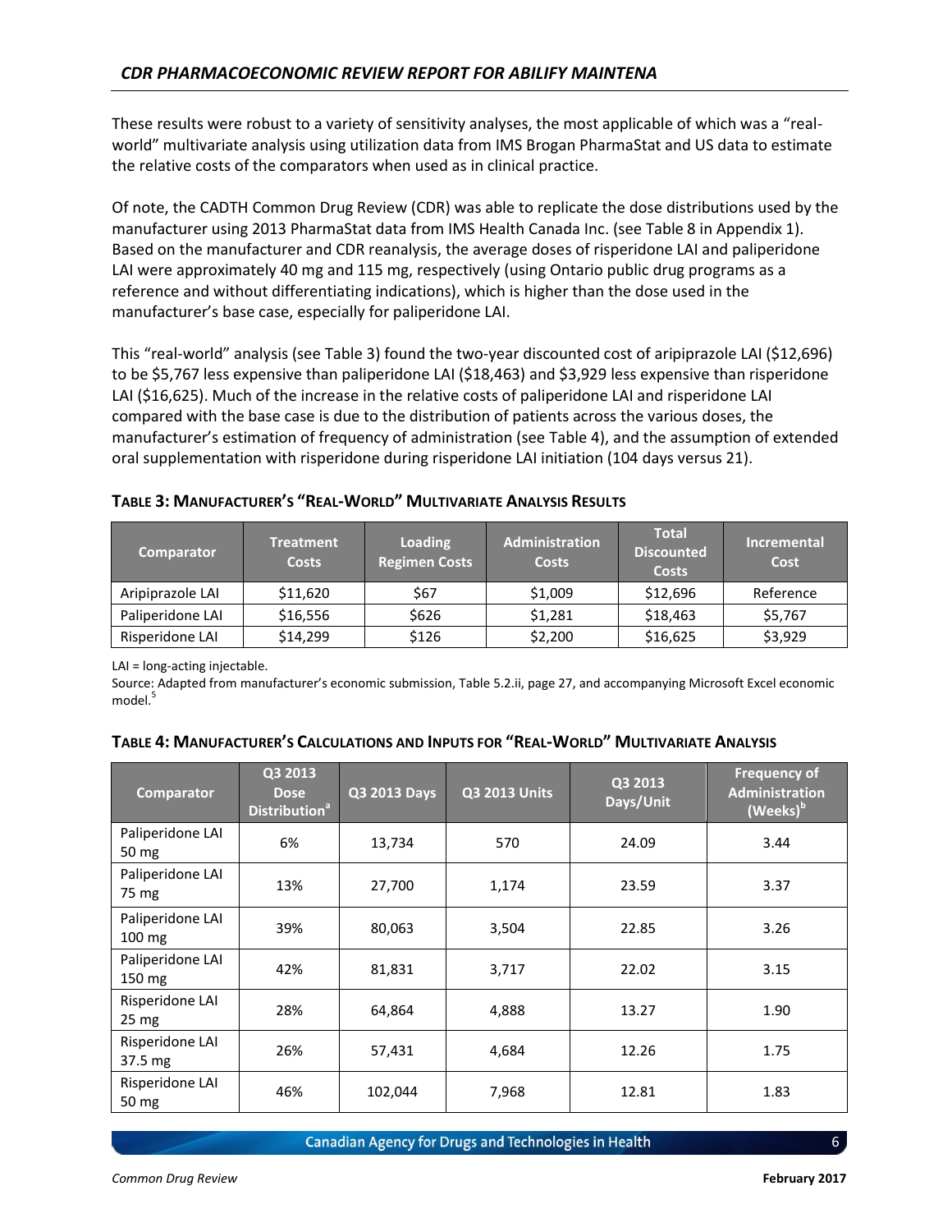These results were robust to a variety of sensitivity analyses, the most applicable of which was a "real-world" multivariate analysis using utilization data from IMS Brogan PharmaStat and US data to estimate the relative costs of the comparators when used as in clinical practice.

Of note, the CADTH Common Drug Review (CDR) was able to replicate the dose distributions used by the manufacturer using 2013 PharmaStat data from IMS Health Canada Inc. (see Table 8 in Appendix 1). Based on the manufacturer and CDR reanalysis, the average doses of risperidone LAI and paliperidone LAI were approximately 40 mg and 115 mg, respectively (using Ontario public drug programs as a reference and without differentiating indications), which is higher than the dose used in the manufacturer's base case, especially for paliperidone LAI.

This "real-world" analysis (see Table 3) found the two-year discounted cost of aripiprazole LAI ($12,696) to be $5,767 less expensive than paliperidone LAI ($18,463) and $3,929 less expensive than risperidone LAI ($16,625). Much of the increase in the relative costs of paliperidone LAI and risperidone LAI compared with the base case is due to the distribution of patients across the various doses, the manufacturer's estimation of frequency of administration (see Table 4), and the assumption of extended oral supplementation with risperidone during risperidone LAI initiation (104 days versus 21).

**Table 3: Manufacturer's "Real-World" Multivariate Analysis Results**

| Comparator | Treatment Costs | Loading Regimen Costs | Administration Costs | Total Discounted Costs | Incremental Cost |
|---|---|---|---|---|---|
| Aripiprazole LAI | $11,620 | $67 | $1,009 | $12,696 | Reference |
| Paliperidone LAI | $16,556 | $626 | $1,281 | $18,463 | $5,767 |
| Risperidone LAI | $14,299 | $126 | $2,200 | $16,625 | $3,929 |

LAI = long-acting injectable.
Source: Adapted from manufacturer's economic submission, Table 5.2.ii, page 27, and accompanying Microsoft Excel economic model.[5]

**Table 4: Manufacturer's Calculations and Inputs for "Real-World" Multivariate Analysis**

| Comparator | Q3 2013 Dose Distribution[a] | Q3 2013 Days | Q3 2013 Units | Q3 2013 Days/Unit | Frequency of Administration (Weeks)[b] |
|---|---|---|---|---|---|
| Paliperidone LAI 50 mg | 6% | 13,734 | 570 | 24.09 | 3.44 |
| Paliperidone LAI 75 mg | 13% | 27,700 | 1,174 | 23.59 | 3.37 |
| Paliperidone LAI 100 mg | 39% | 80,063 | 3,504 | 22.85 | 3.26 |
| Paliperidone LAI 150 mg | 42% | 81,831 | 3,717 | 22.02 | 3.15 |
| Risperidone LAI 25 mg | 28% | 64,864 | 4,888 | 13.27 | 1.90 |
| Risperidone LAI 37.5 mg | 26% | 57,431 | 4,684 | 12.26 | 1.75 |
| Risperidone LAI 50 mg | 46% | 102,044 | 7,968 | 12.81 | 1.83 |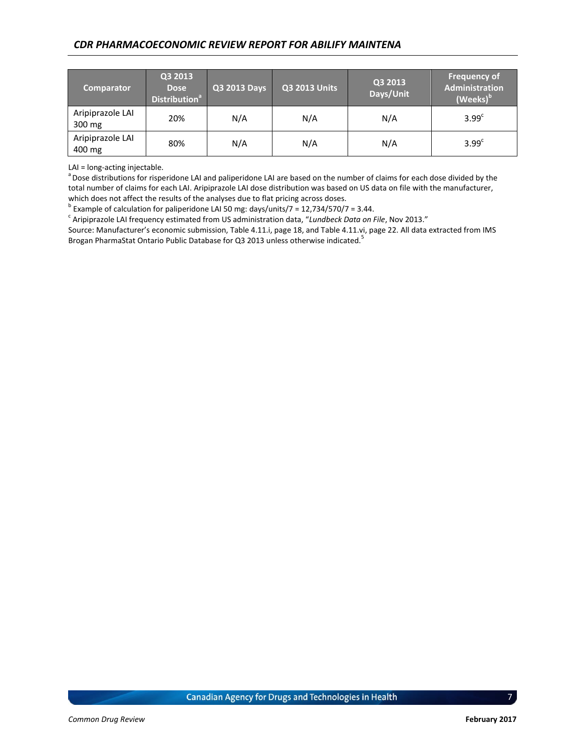| Comparator | Q3 2013 Dose Distribution[a] | Q3 2013 Days | Q3 2013 Units | Q3 2013 Days/Unit | Frequency of Administration (Weeks)[b] |
|---|---|---|---|---|---|
| Aripiprazole LAI 300 mg | 20% | N/A | N/A | N/A | 3.99[c] |
| Aripiprazole LAI 400 mg | 80% | N/A | N/A | N/A | 3.99[c] |

LAI = long-acting injectable.

[a] Dose distributions for risperidone LAI and paliperidone LAI are based on the number of claims for each dose divided by the total number of claims for each LAI. Aripiprazole LAI dose distribution was based on US data on file with the manufacturer, which does not affect the results of the analyses due to flat pricing across doses.

[b] Example of calculation for paliperidone LAI 50 mg: days/units/7 = 12,734/570/7 = 3.44.

[c] Aripiprazole LAI frequency estimated from US administration data, "*Lundbeck Data on File*, Nov 2013."

Source: Manufacturer's economic submission, Table 4.11.i, page 18, and Table 4.11.vi, page 22. All data extracted from IMS Brogan PharmaStat Ontario Public Database for Q3 2013 unless otherwise indicated.[5]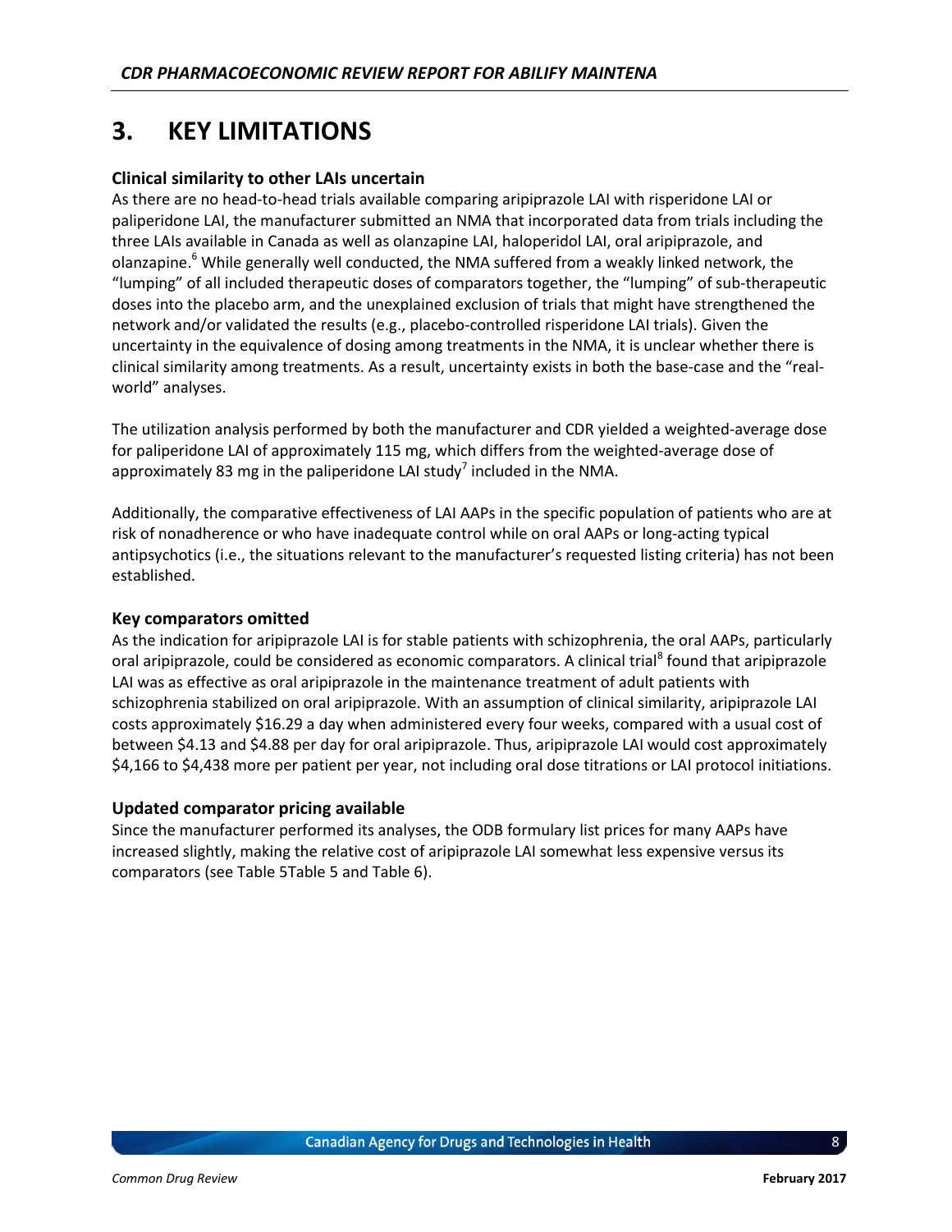# 3. KEY LIMITATIONS

### Clinical similarity to other LAIs uncertain

As there are no head-to-head trials available comparing aripiprazole LAI with risperidone LAI or paliperidone LAI, the manufacturer submitted an NMA that incorporated data from trials including the three LAIs available in Canada as well as olanzapine LAI, haloperidol LAI, oral aripiprazole, and olanzapine.[6] While generally well conducted, the NMA suffered from a weakly linked network, the "lumping" of all included therapeutic doses of comparators together, the "lumping" of sub-therapeutic doses into the placebo arm, and the unexplained exclusion of trials that might have strengthened the network and/or validated the results (e.g., placebo-controlled risperidone LAI trials). Given the uncertainty in the equivalence of dosing among treatments in the NMA, it is unclear whether there is clinical similarity among treatments. As a result, uncertainty exists in both the base-case and the "real-world" analyses.

The utilization analysis performed by both the manufacturer and CDR yielded a weighted-average dose for paliperidone LAI of approximately 115 mg, which differs from the weighted-average dose of approximately 83 mg in the paliperidone LAI study[7] included in the NMA.

Additionally, the comparative effectiveness of LAI AAPs in the specific population of patients who are at risk of nonadherence or who have inadequate control while on oral AAPs or long-acting typical antipsychotics (i.e., the situations relevant to the manufacturer's requested listing criteria) has not been established.

### Key comparators omitted

As the indication for aripiprazole LAI is for stable patients with schizophrenia, the oral AAPs, particularly oral aripiprazole, could be considered as economic comparators. A clinical trial[8] found that aripiprazole LAI was as effective as oral aripiprazole in the maintenance treatment of adult patients with schizophrenia stabilized on oral aripiprazole. With an assumption of clinical similarity, aripiprazole LAI costs approximately $16.29 a day when administered every four weeks, compared with a usual cost of between $4.13 and $4.88 per day for oral aripiprazole. Thus, aripiprazole LAI would cost approximately $4,166 to $4,438 more per patient per year, not including oral dose titrations or LAI protocol initiations.

### Updated comparator pricing available

Since the manufacturer performed its analyses, the ODB formulary list prices for many AAPs have increased slightly, making the relative cost of aripiprazole LAI somewhat less expensive versus its comparators (see Table 5Table 5 and Table 6).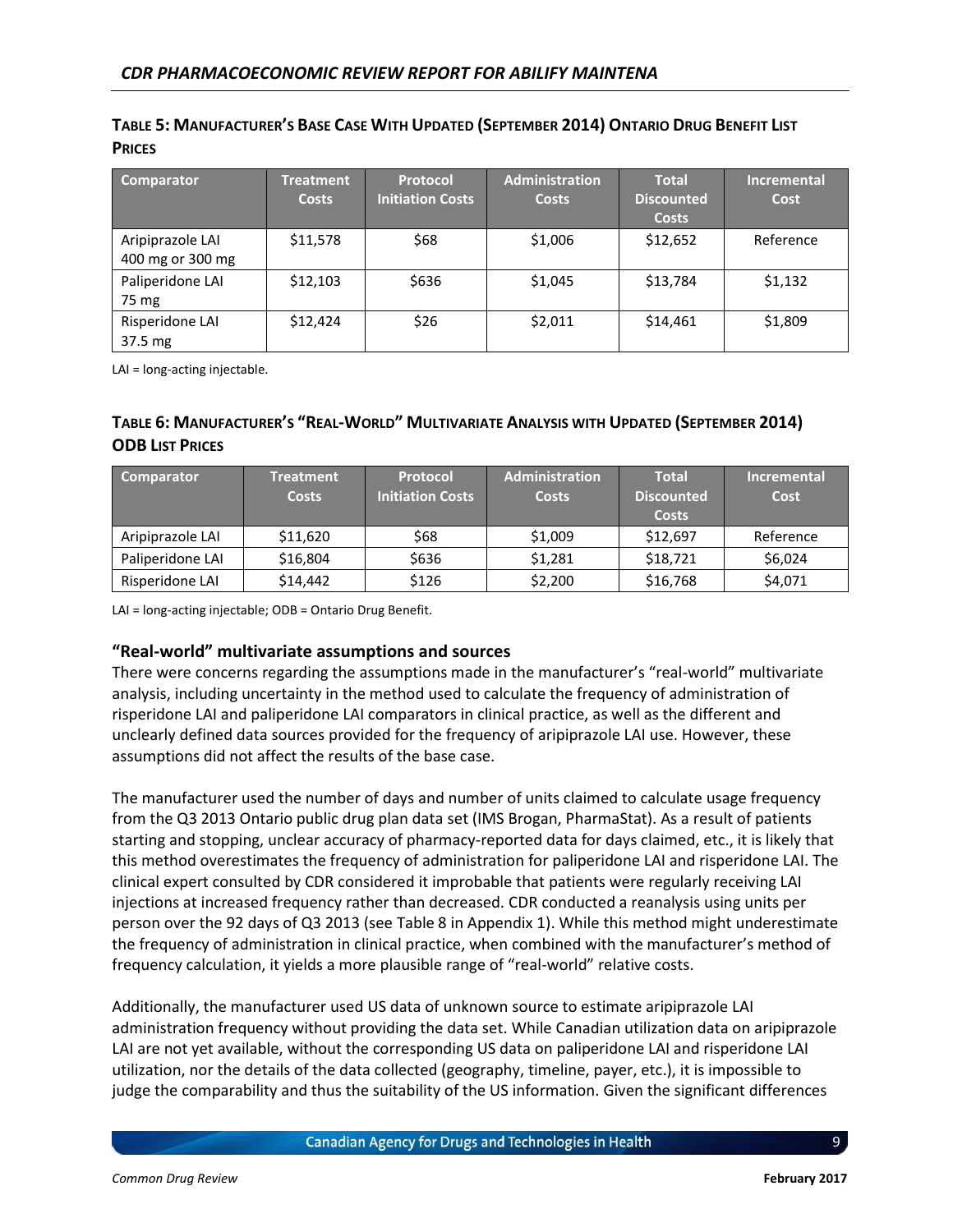**TABLE 5: MANUFACTURER'S BASE CASE WITH UPDATED (SEPTEMBER 2014) ONTARIO DRUG BENEFIT LIST PRICES**

| Comparator | Treatment Costs | Protocol Initiation Costs | Administration Costs | Total Discounted Costs | Incremental Cost |
|---|---|---|---|---|---|
| Aripiprazole LAI 400 mg or 300 mg | $11,578 | $68 | $1,006 | $12,652 | Reference |
| Paliperidone LAI 75 mg | $12,103 | $636 | $1,045 | $13,784 | $1,132 |
| Risperidone LAI 37.5 mg | $12,424 | $26 | $2,011 | $14,461 | $1,809 |

LAI = long-acting injectable.

**TABLE 6: MANUFACTURER'S "REAL-WORLD" MULTIVARIATE ANALYSIS WITH UPDATED (SEPTEMBER 2014) ODB LIST PRICES**

| Comparator | Treatment Costs | Protocol Initiation Costs | Administration Costs | Total Discounted Costs | Incremental Cost |
|---|---|---|---|---|---|
| Aripiprazole LAI | $11,620 | $68 | $1,009 | $12,697 | Reference |
| Paliperidone LAI | $16,804 | $636 | $1,281 | $18,721 | $6,024 |
| Risperidone LAI | $14,442 | $126 | $2,200 | $16,768 | $4,071 |

LAI = long-acting injectable; ODB = Ontario Drug Benefit.

### "Real-world" multivariate assumptions and sources

There were concerns regarding the assumptions made in the manufacturer's "real-world" multivariate analysis, including uncertainty in the method used to calculate the frequency of administration of risperidone LAI and paliperidone LAI comparators in clinical practice, as well as the different and unclearly defined data sources provided for the frequency of aripiprazole LAI use. However, these assumptions did not affect the results of the base case.

The manufacturer used the number of days and number of units claimed to calculate usage frequency from the Q3 2013 Ontario public drug plan data set (IMS Brogan, PharmaStat). As a result of patients starting and stopping, unclear accuracy of pharmacy-reported data for days claimed, etc., it is likely that this method overestimates the frequency of administration for paliperidone LAI and risperidone LAI. The clinical expert consulted by CDR considered it improbable that patients were regularly receiving LAI injections at increased frequency rather than decreased. CDR conducted a reanalysis using units per person over the 92 days of Q3 2013 (see Table 8 in Appendix 1). While this method might underestimate the frequency of administration in clinical practice, when combined with the manufacturer's method of frequency calculation, it yields a more plausible range of "real-world" relative costs.

Additionally, the manufacturer used US data of unknown source to estimate aripiprazole LAI administration frequency without providing the data set. While Canadian utilization data on aripiprazole LAI are not yet available, without the corresponding US data on paliperidone LAI and risperidone LAI utilization, nor the details of the data collected (geography, timeline, payer, etc.), it is impossible to judge the comparability and thus the suitability of the US information. Given the significant differences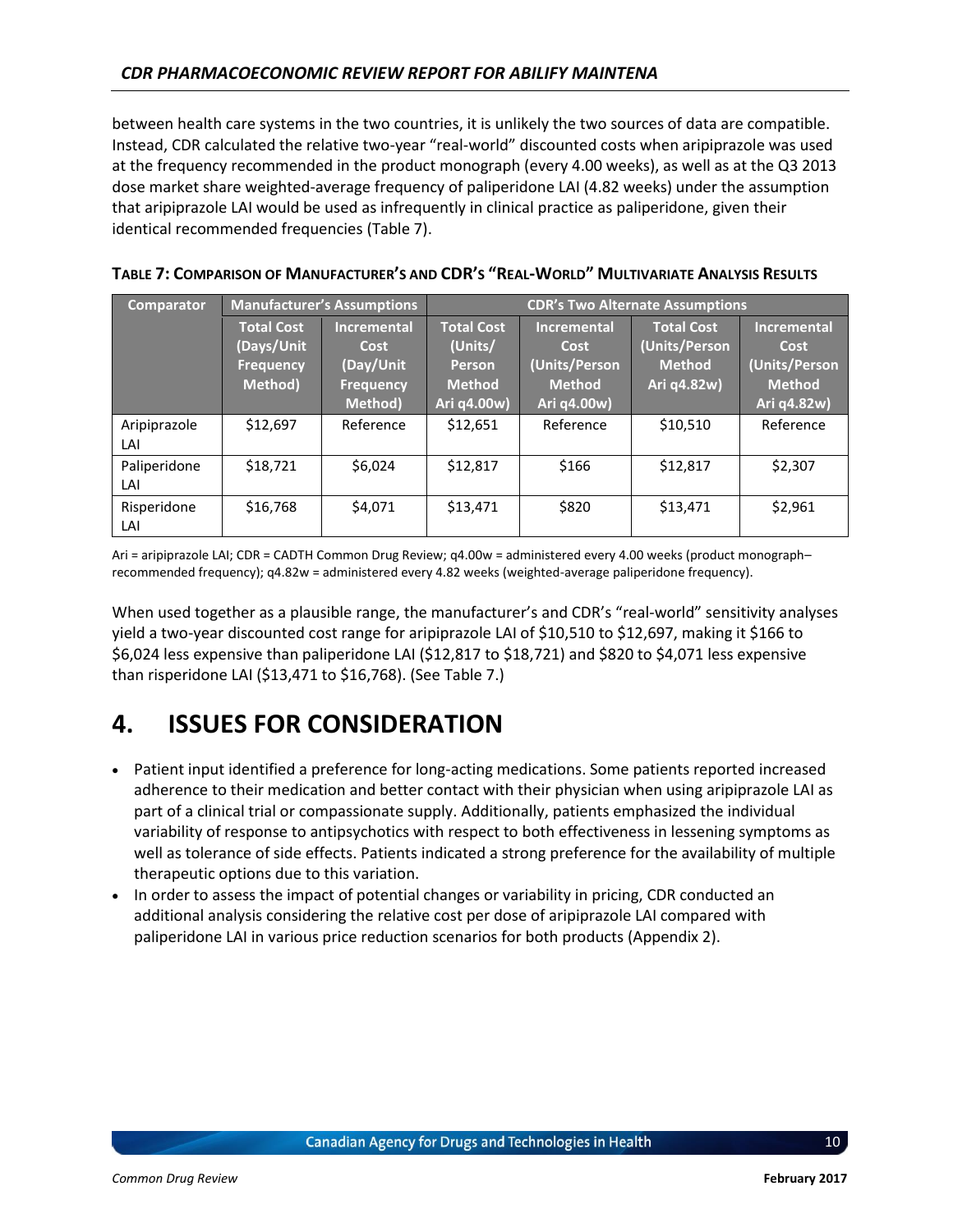between health care systems in the two countries, it is unlikely the two sources of data are compatible. Instead, CDR calculated the relative two-year "real-world" discounted costs when aripiprazole was used at the frequency recommended in the product monograph (every 4.00 weeks), as well as at the Q3 2013 dose market share weighted-average frequency of paliperidone LAI (4.82 weeks) under the assumption that aripiprazole LAI would be used as infrequently in clinical practice as paliperidone, given their identical recommended frequencies (Table 7).

**Table 7: Comparison of Manufacturer's and CDR's "Real-World" Multivariate Analysis Results**

| Comparator | Manufacturer's Assumptions | | CDR's Two Alternate Assumptions | | | |
|---|---|---|---|---|---|---|
| | Total Cost (Days/Unit Frequency Method) | Incremental Cost (Day/Unit Frequency Method) | Total Cost (Units/ Person Method Ari q4.00w) | Incremental Cost (Units/Person Method Ari q4.00w) | Total Cost (Units/Person Method Ari q4.82w) | Incremental Cost (Units/Person Method Ari q4.82w) |
| Aripiprazole LAI | $12,697 | Reference | $12,651 | Reference | $10,510 | Reference |
| Paliperidone LAI | $18,721 | $6,024 | $12,817 | $166 | $12,817 | $2,307 |
| Risperidone LAI | $16,768 | $4,071 | $13,471 | $820 | $13,471 | $2,961 |

Ari = aripiprazole LAI; CDR = CADTH Common Drug Review; q4.00w = administered every 4.00 weeks (product monograph–recommended frequency); q4.82w = administered every 4.82 weeks (weighted-average paliperidone frequency).

When used together as a plausible range, the manufacturer's and CDR's "real-world" sensitivity analyses yield a two-year discounted cost range for aripiprazole LAI of $10,510 to $12,697, making it $166 to $6,024 less expensive than paliperidone LAI ($12,817 to $18,721) and $820 to $4,071 less expensive than risperidone LAI ($13,471 to $16,768). (See Table 7.)

# 4. ISSUES FOR CONSIDERATION

- Patient input identified a preference for long-acting medications. Some patients reported increased adherence to their medication and better contact with their physician when using aripiprazole LAI as part of a clinical trial or compassionate supply. Additionally, patients emphasized the individual variability of response to antipsychotics with respect to both effectiveness in lessening symptoms as well as tolerance of side effects. Patients indicated a strong preference for the availability of multiple therapeutic options due to this variation.
- In order to assess the impact of potential changes or variability in pricing, CDR conducted an additional analysis considering the relative cost per dose of aripiprazole LAI compared with paliperidone LAI in various price reduction scenarios for both products (Appendix 2).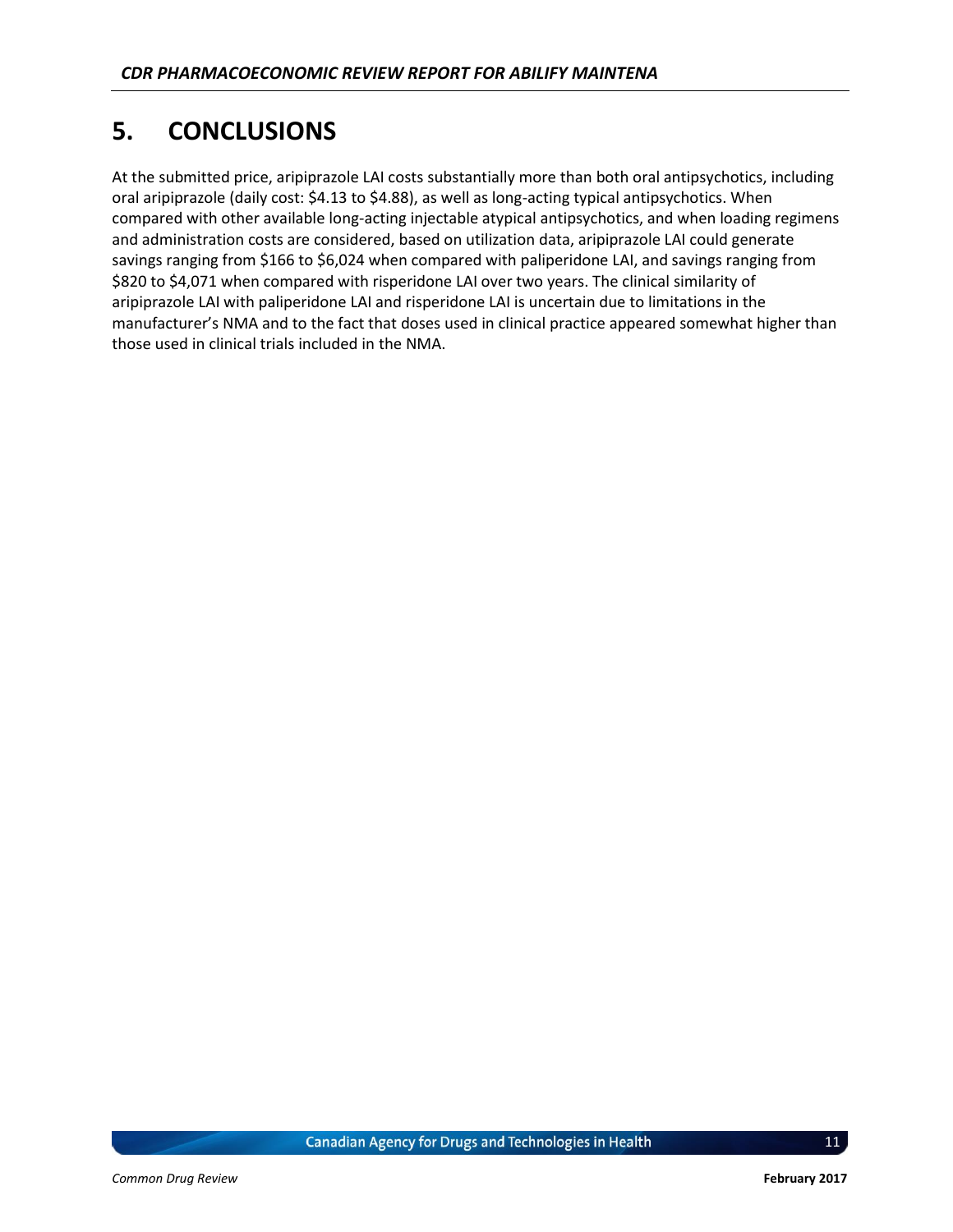# 5. CONCLUSIONS

At the submitted price, aripiprazole LAI costs substantially more than both oral antipsychotics, including oral aripiprazole (daily cost: $4.13 to $4.88), as well as long-acting typical antipsychotics. When compared with other available long-acting injectable atypical antipsychotics, and when loading regimens and administration costs are considered, based on utilization data, aripiprazole LAI could generate savings ranging from $166 to $6,024 when compared with paliperidone LAI, and savings ranging from $820 to $4,071 when compared with risperidone LAI over two years. The clinical similarity of aripiprazole LAI with paliperidone LAI and risperidone LAI is uncertain due to limitations in the manufacturer's NMA and to the fact that doses used in clinical practice appeared somewhat higher than those used in clinical trials included in the NMA.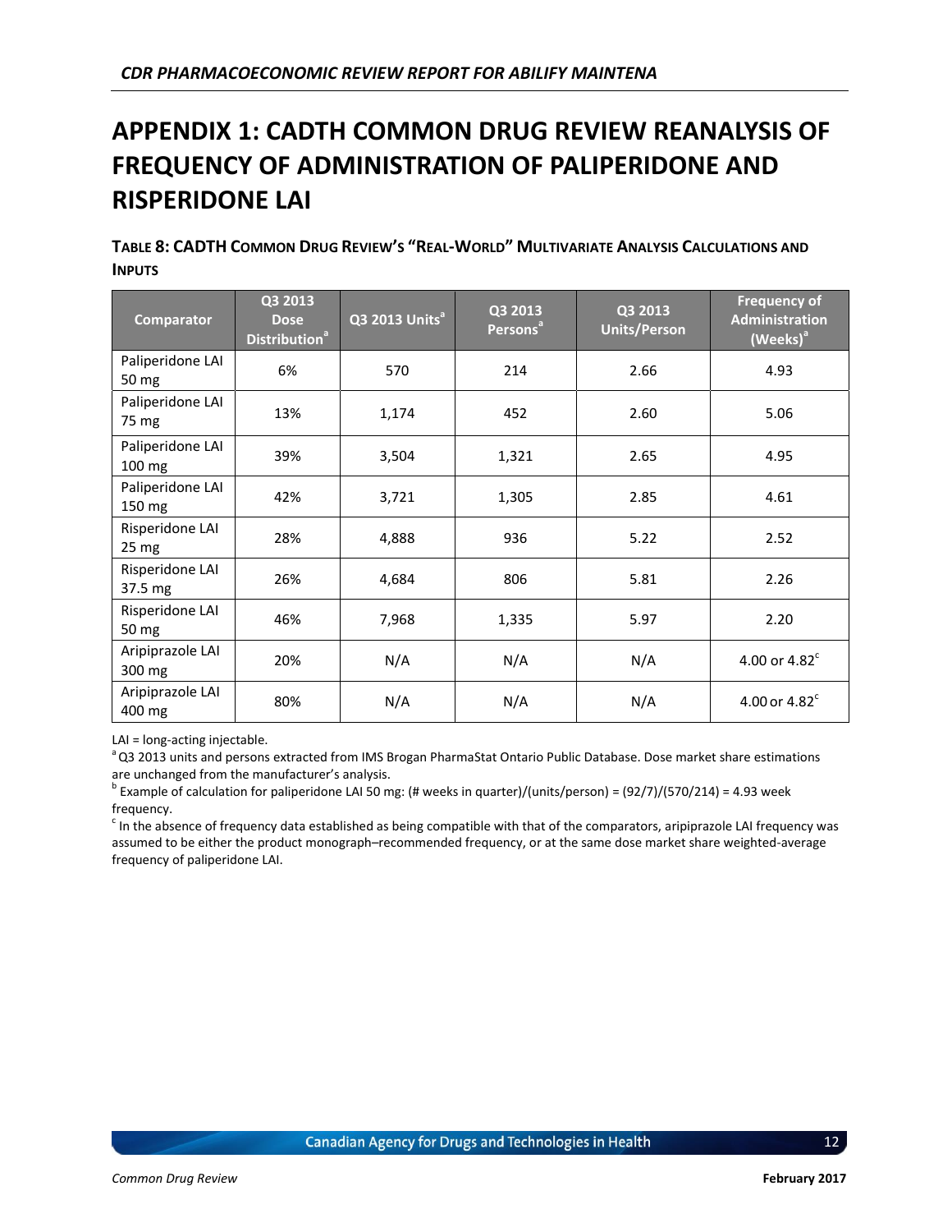# APPENDIX 1: CADTH COMMON DRUG REVIEW REANALYSIS OF FREQUENCY OF ADMINISTRATION OF PALIPERIDONE AND RISPERIDONE LAI

**TABLE 8: CADTH COMMON DRUG REVIEW'S "REAL-WORLD" MULTIVARIATE ANALYSIS CALCULATIONS AND INPUTS**

| Comparator | Q3 2013 Dose Distribution[a] | Q3 2013 Units[a] | Q3 2013 Persons[a] | Q3 2013 Units/Person | Frequency of Administration (Weeks)[a] |
|---|---|---|---|---|---|
| Paliperidone LAI 50 mg | 6% | 570 | 214 | 2.66 | 4.93 |
| Paliperidone LAI 75 mg | 13% | 1,174 | 452 | 2.60 | 5.06 |
| Paliperidone LAI 100 mg | 39% | 3,504 | 1,321 | 2.65 | 4.95 |
| Paliperidone LAI 150 mg | 42% | 3,721 | 1,305 | 2.85 | 4.61 |
| Risperidone LAI 25 mg | 28% | 4,888 | 936 | 5.22 | 2.52 |
| Risperidone LAI 37.5 mg | 26% | 4,684 | 806 | 5.81 | 2.26 |
| Risperidone LAI 50 mg | 46% | 7,968 | 1,335 | 5.97 | 2.20 |
| Aripiprazole LAI 300 mg | 20% | N/A | N/A | N/A | 4.00 or 4.82[c] |
| Aripiprazole LAI 400 mg | 80% | N/A | N/A | N/A | 4.00 or 4.82[c] |

LAI = long-acting injectable.

[a] Q3 2013 units and persons extracted from IMS Brogan PharmaStat Ontario Public Database. Dose market share estimations are unchanged from the manufacturer's analysis.

[b] Example of calculation for paliperidone LAI 50 mg: (# weeks in quarter)/(units/person) = (92/7)/(570/214) = 4.93 week frequency.

[c] In the absence of frequency data established as being compatible with that of the comparators, aripiprazole LAI frequency was assumed to be either the product monograph–recommended frequency, or at the same dose market share weighted-average frequency of paliperidone LAI.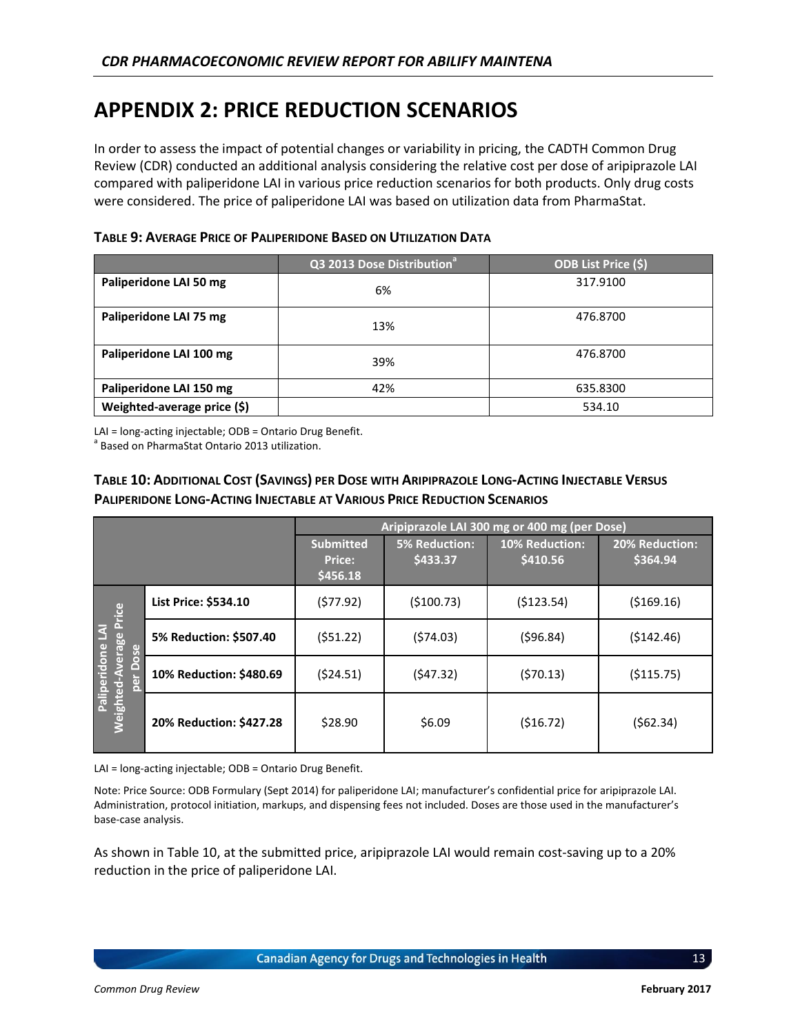# APPENDIX 2: PRICE REDUCTION SCENARIOS

In order to assess the impact of potential changes or variability in pricing, the CADTH Common Drug Review (CDR) conducted an additional analysis considering the relative cost per dose of aripiprazole LAI compared with paliperidone LAI in various price reduction scenarios for both products. Only drug costs were considered. The price of paliperidone LAI was based on utilization data from PharmaStat.

**TABLE 9: AVERAGE PRICE OF PALIPERIDONE BASED ON UTILIZATION DATA**

| | Q3 2013 Dose Distribution[a] | ODB List Price ($) |
|---|---|---|
| **Paliperidone LAI 50 mg** | 6% | 317.9100 |
| **Paliperidone LAI 75 mg** | 13% | 476.8700 |
| **Paliperidone LAI 100 mg** | 39% | 476.8700 |
| **Paliperidone LAI 150 mg** | 42% | 635.8300 |
| **Weighted-average price ($)** | | 534.10 |

LAI = long-acting injectable; ODB = Ontario Drug Benefit.
[a] Based on PharmaStat Ontario 2013 utilization.

**TABLE 10: ADDITIONAL COST (SAVINGS) PER DOSE WITH ARIPIPRAZOLE LONG-ACTING INJECTABLE VERSUS PALIPERIDONE LONG-ACTING INJECTABLE AT VARIOUS PRICE REDUCTION SCENARIOS**

| | | Aripiprazole LAI 300 mg or 400 mg (per Dose) | | | |
|---|---|---|---|---|---|
| | | Submitted Price: $456.18 | 5% Reduction: $433.37 | 10% Reduction: $410.56 | 20% Reduction: $364.94 |
| Paliperidone LAI Weighted-Average Price per Dose | **List Price: $534.10** | ($77.92) | ($100.73) | ($123.54) | ($169.16) |
| | **5% Reduction: $507.40** | ($51.22) | ($74.03) | ($96.84) | ($142.46) |
| | **10% Reduction: $480.69** | ($24.51) | ($47.32) | ($70.13) | ($115.75) |
| | **20% Reduction: $427.28** | $28.90 | $6.09 | ($16.72) | ($62.34) |

LAI = long-acting injectable; ODB = Ontario Drug Benefit.

Note: Price Source: ODB Formulary (Sept 2014) for paliperidone LAI; manufacturer's confidential price for aripiprazole LAI. Administration, protocol initiation, markups, and dispensing fees not included. Doses are those used in the manufacturer's base-case analysis.

As shown in Table 10, at the submitted price, aripiprazole LAI would remain cost-saving up to a 20% reduction in the price of paliperidone LAI.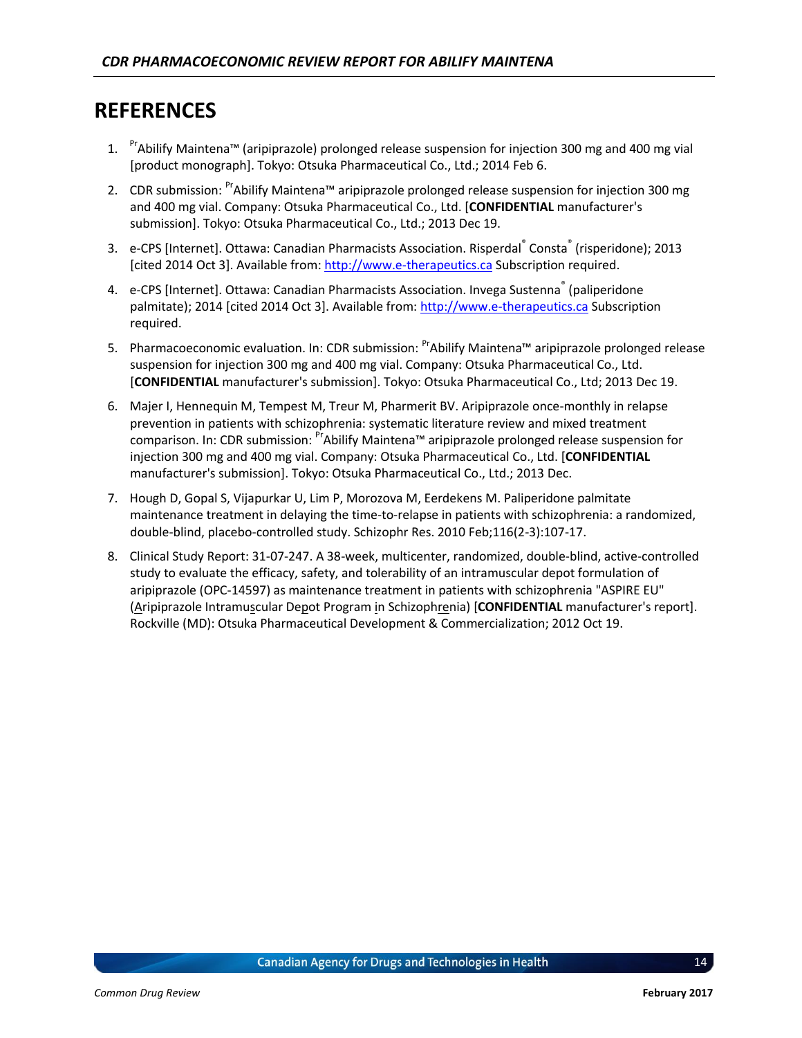# REFERENCES

1. Pr Abilify Maintena™ (aripiprazole) prolonged release suspension for injection 300 mg and 400 mg vial [product monograph]. Tokyo: Otsuka Pharmaceutical Co., Ltd.; 2014 Feb 6.
2. CDR submission: Pr Abilify Maintena™ aripiprazole prolonged release suspension for injection 300 mg and 400 mg vial. Company: Otsuka Pharmaceutical Co., Ltd. [**CONFIDENTIAL** manufacturer's submission]. Tokyo: Otsuka Pharmaceutical Co., Ltd.; 2013 Dec 19.
3. e-CPS [Internet]. Ottawa: Canadian Pharmacists Association. Risperdal® Consta® (risperidone); 2013 [cited 2014 Oct 3]. Available from: http://www.e-therapeutics.ca Subscription required.
4. e-CPS [Internet]. Ottawa: Canadian Pharmacists Association. Invega Sustenna® (paliperidone palmitate); 2014 [cited 2014 Oct 3]. Available from: http://www.e-therapeutics.ca Subscription required.
5. Pharmacoeconomic evaluation. In: CDR submission: Pr Abilify Maintena™ aripiprazole prolonged release suspension for injection 300 mg and 400 mg vial. Company: Otsuka Pharmaceutical Co., Ltd. [**CONFIDENTIAL** manufacturer's submission]. Tokyo: Otsuka Pharmaceutical Co., Ltd; 2013 Dec 19.
6. Majer I, Hennequin M, Tempest M, Treur M, Pharmerit BV. Aripiprazole once-monthly in relapse prevention in patients with schizophrenia: systematic literature review and mixed treatment comparison. In: CDR submission: Pr Abilify Maintena™ aripiprazole prolonged release suspension for injection 300 mg and 400 mg vial. Company: Otsuka Pharmaceutical Co., Ltd. [**CONFIDENTIAL** manufacturer's submission]. Tokyo: Otsuka Pharmaceutical Co., Ltd.; 2013 Dec.
7. Hough D, Gopal S, Vijapurkar U, Lim P, Morozova M, Eerdekens M. Paliperidone palmitate maintenance treatment in delaying the time-to-relapse in patients with schizophrenia: a randomized, double-blind, placebo-controlled study. Schizophr Res. 2010 Feb;116(2-3):107-17.
8. Clinical Study Report: 31-07-247. A 38-week, multicenter, randomized, double-blind, active-controlled study to evaluate the efficacy, safety, and tolerability of an intramuscular depot formulation of aripiprazole (OPC-14597) as maintenance treatment in patients with schizophrenia "ASPIRE EU" (Aripiprazole Intramuscular Depot Program in Schizophrenia) [**CONFIDENTIAL** manufacturer's report]. Rockville (MD): Otsuka Pharmaceutical Development & Commercialization; 2012 Oct 19.